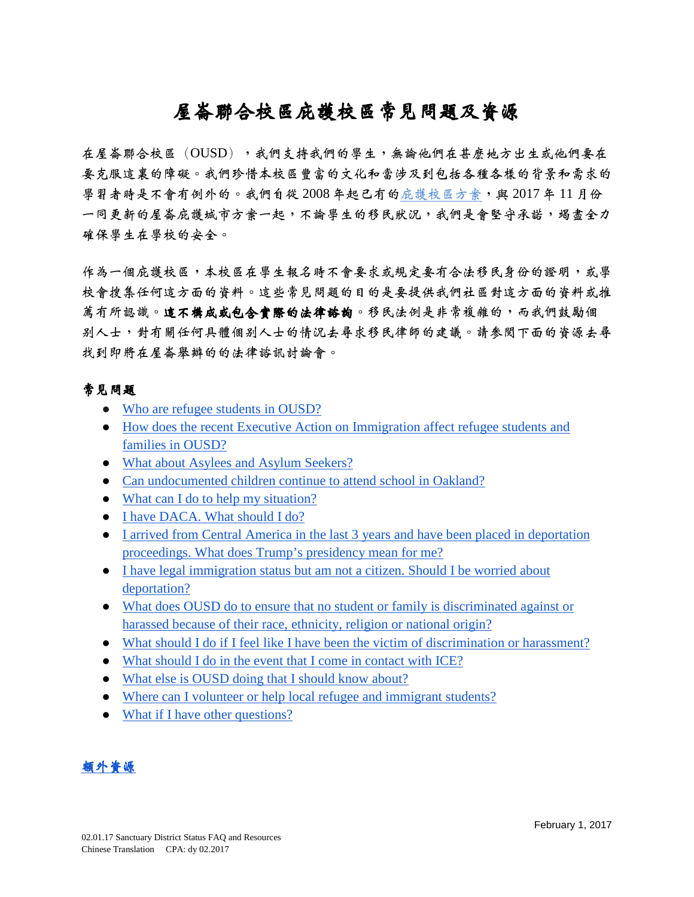# 屋崙聯合校區庇護校區常見問題及資源

在屋崙聯合校區（OUSD），我們支持我們的學生，無論他們在甚麼地方出生或他們要在要克服這裏的障礙。我們珍惜本校區豐富的文化和當涉及到包括各種各樣的背景和需求的學習者時是不會有例外的。我們自從 2008 年起已有的庇護校區方案，與 2017 年 11 月份一同更新的屋崙庇護城市方案一起，不論學生的移民狀況，我們是會堅守承諾，竭盡全力確保學生在學校的安全。

作為一個庇護校區，本校區在學生報名時不會要求或規定要有合法移民身份的證明，或學校會搜集任何這方面的資料。這些常見問題的目的是要提供我們社區對這方面的資料或推薦有所認識。**這不構成或包含實際的法律諮詢**。移民法例是非常複雜的，而我們鼓勵個別人士，對有關任何具體個別人士的情況去尋求移民律師的建議。請參閱下面的資源去尋找到即將在屋崙舉辦的的法律諮訊討論會。

**常見問題**

- Who are refugee students in OUSD?
- How does the recent Executive Action on Immigration affect refugee students and families in OUSD?
- What about Asylees and Asylum Seekers?
- Can undocumented children continue to attend school in Oakland?
- What can I do to help my situation?
- I have DACA. What should I do?
- I arrived from Central America in the last 3 years and have been placed in deportation proceedings. What does Trump's presidency mean for me?
- I have legal immigration status but am not a citizen. Should I be worried about deportation?
- What does OUSD do to ensure that no student or family is discriminated against or harassed because of their race, ethnicity, religion or national origin?
- What should I do if I feel like I have been the victim of discrimination or harassment?
- What should I do in the event that I come in contact with ICE?
- What else is OUSD doing that I should know about?
- Where can I volunteer or help local refugee and immigrant students?
- What if I have other questions?

**額外資源**

February 1, 2017

02.01.17 Sanctuary District Status FAQ and Resources
Chinese Translation CPA: dy 02.2017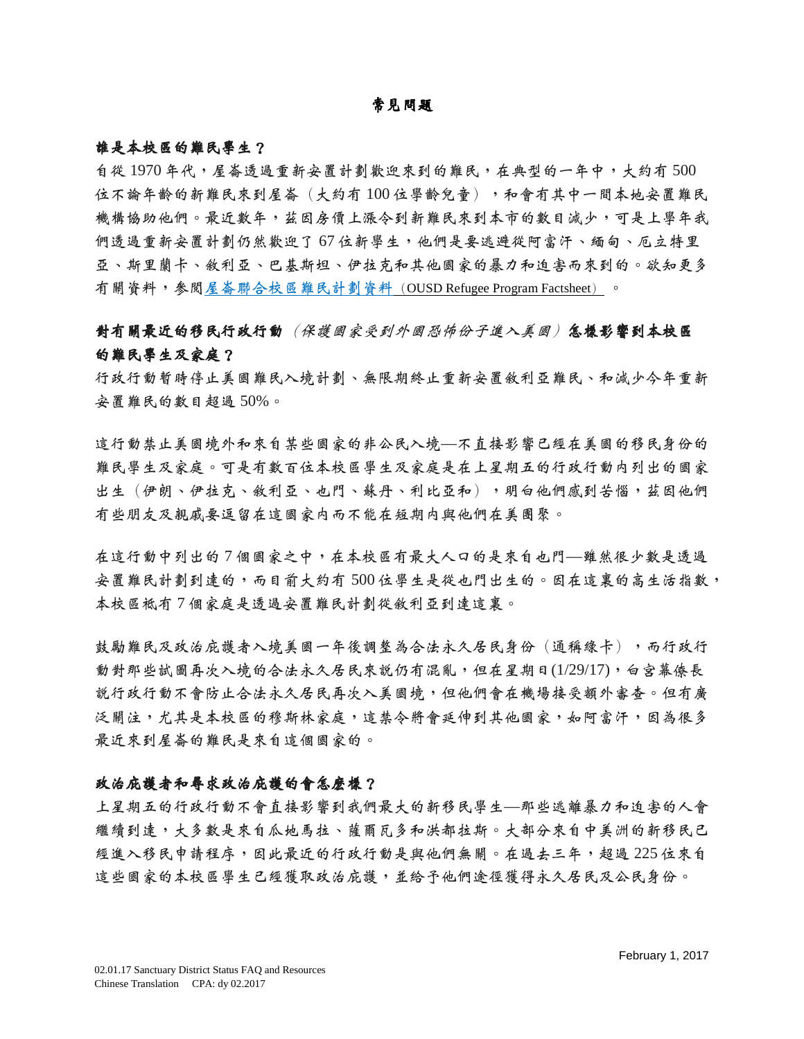## 常見問題

### 誰是本校區的難民學生？

自從 1970 年代，屋崙透過重新安置計劃歡迎來到的難民，在典型的一年中，大約有 500 位不論年齡的新難民來到屋崙（大約有 100 位學齡兒童），和會有其中一間本地安置難民機構協助他們。最近數年，茲因房價上漲令到新難民來到本市的數目減少，可是上學年我們透過重新安置計劃仍然歡迎了 67 位新學生，他們是要逃避從阿富汗、緬甸、厄立特里亞、斯里蘭卡、敘利亞、巴基斯坦、伊拉克和其他國家的暴力和迫害而來到的。欲知更多有關資料，參閱屋崙聯合校區難民計劃資料（OUSD Refugee Program Factsheet）。

### 對有關最近的移民行政行動 *（保護國家受到外國恐怖份子進入美國）* 怎樣影響到本校區的難民學生及家庭？

行政行動暫時停止美國難民入境計劃、無限期終止重新安置敘利亞難民、和減少今年重新安置難民的數目超過 50%。

這行動禁止美國境外和來自某些國家的非公民入境—不直接影響已經在美國的移民身份的難民學生及家庭。可是有數百位本校區學生及家庭是在上星期五的行政行動內列出的國家出生（伊朗、伊拉克、敘利亞、也門、蘇丹、利比亞和），明白他們感到苦惱，茲因他們有些朋友及親戚要逗留在這國家內而不能在短期內與他們在美團聚。

在這行動中列出的 7 個國家之中，在本校區有最大人口的是來自也門—雖然很少數是透過安置難民計劃到達的，而目前大約有 500 位學生是從也門出生的。因在這裏的高生活指數，本校區祇有 7 個家庭是透過安置難民計劃從敘利亞到達這裏。

鼓勵難民及政治庇護者入境美國一年後調整為合法永久居民身份（通稱綠卡），而行政行動對那些試圖再次入境的合法永久居民來說仍有混亂，但在星期日(1/29/17)，白宮幕僚長說行政行動不會防止合法永久居民再次入美國境，但他們會在機場接受額外審查。但有廣泛關注，尤其是本校區的穆斯林家庭，這禁令將會延伸到其他國家，如阿富汗，因為很多最近來到屋崙的難民是來自這個國家的。

### 政治庇護者和尋求政治庇護的會怎麼樣？

上星期五的行政行動不會直接影響到我們最大的新移民學生—那些逃離暴力和迫害的人會繼續到達，大多數是來自瓜地馬拉、薩爾瓦多和洪都拉斯。大部分來自中美洲的新移民已經進入移民申請程序，因此最近的行政行動是與他們無關。在過去三年，超過 225 位來自這些國家的本校區學生已經獲取政治庇護，並給予他們途徑獲得永久居民及公民身份。

February 1, 2017

02.01.17 Sanctuary District Status FAQ and Resources
Chinese Translation CPA: dy 02.2017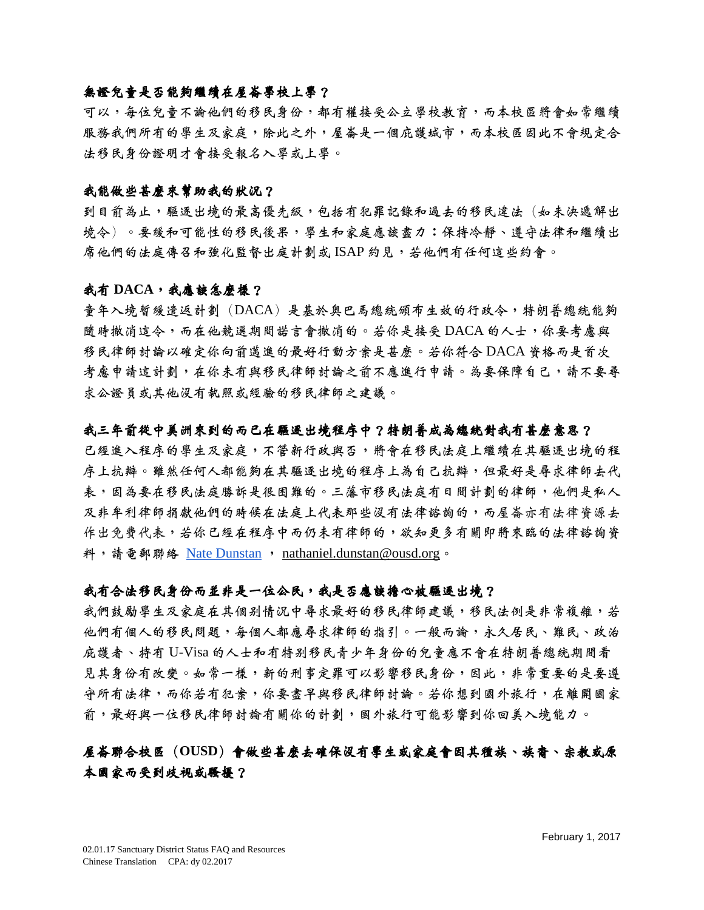**無證兒童是否能夠繼續在屋崙學校上學？**

可以，每位兒童不論他們的移民身份，都有權接受公立學校教育，而本校區將會如常繼續服務我們所有的學生及家庭，除此之外，屋崙是一個庇護城市，而本校區因此不會規定合法移民身份證明才會接受報名入學或上學。

**我能做些甚麼來幫助我的狀況？**

到目前為止，驅逐出境的最高優先級，包括有犯罪記錄和過去的移民違法（如未決遞解出境令）。要緩和可能性的移民後果，學生和家庭應該盡力：保持冷靜、遵守法律和繼續出席他們的法庭傳召和強化監督出庭計劃或 ISAP 約見，若他們有任何這些約會。

**我有 DACA，我應該怎麼樣？**

童年入境暫緩遣返計劃（DACA）是基於奧巴馬總統頒布生效的行政令，特朗普總統能夠隨時撤消這令，而在他競選期間諾言會撤消的。若你是接受 DACA 的人士，你要考慮與移民律師討論以確定你向前邁進的最好行動方案是甚麼。若你符合 DACA 資格而是首次考慮申請這計劃，在你未有與移民律師討論之前不應進行申請。為要保障自己，請不要尋求公證員或其他沒有執照或經驗的移民律師之建議。

**我三年前從中美洲來到的而已在驅逐出境程序中？特朗普成為總統對我有甚麼意思？**

已經進入程序的學生及家庭，不管新行政與否，將會在移民法庭上繼續在其驅逐出境的程序上抗辯。雖然任何人都能夠在其驅逐出境的程序上為自己抗辯，但最好是尋求律師去代表，因為要在移民法庭勝訴是很困難的。三藩市移民法庭有日間計劃的律師，他們是私人及非牟利律師捐獻他們的時候在法庭上代表那些沒有法律諮詢的，而屋崙亦有法律資源去作出免費代表，若你已經在程序中而仍未有律師的，欲知更多有關即將來臨的法律諮詢資料，請電郵聯絡 Nate Dunstan ， nathaniel.dunstan@ousd.org。

**我有合法移民身份而並非是一位公民，我是否應該擔心被驅逐出境？**

我們鼓勵學生及家庭在其個別情況中尋求最好的移民律師建議，移民法例是非常複雜，若他們有個人的移民問題，每個人都應尋求律師的指引。一般而論，永久居民、難民、政治庇護者、持有 U-Visa 的人士和有特別移民青少年身份的兒童應不會在特朗普總統期間看見其身份有改變。如常一樣，新的刑事定罪可以影響移民身份，因此，非常重要的是要遵守所有法律，而你若有犯案，你要盡早與移民律師討論。若你想到國外旅行，在離開國家前，最好與一位移民律師討論有關你的計劃，國外旅行可能影響到你回美入境能力。

**屋崙聯合校區（OUSD）會做些甚麼去確保沒有學生或家庭會因其種族、族裔、宗教或原本國家而受到歧視或騷擾？**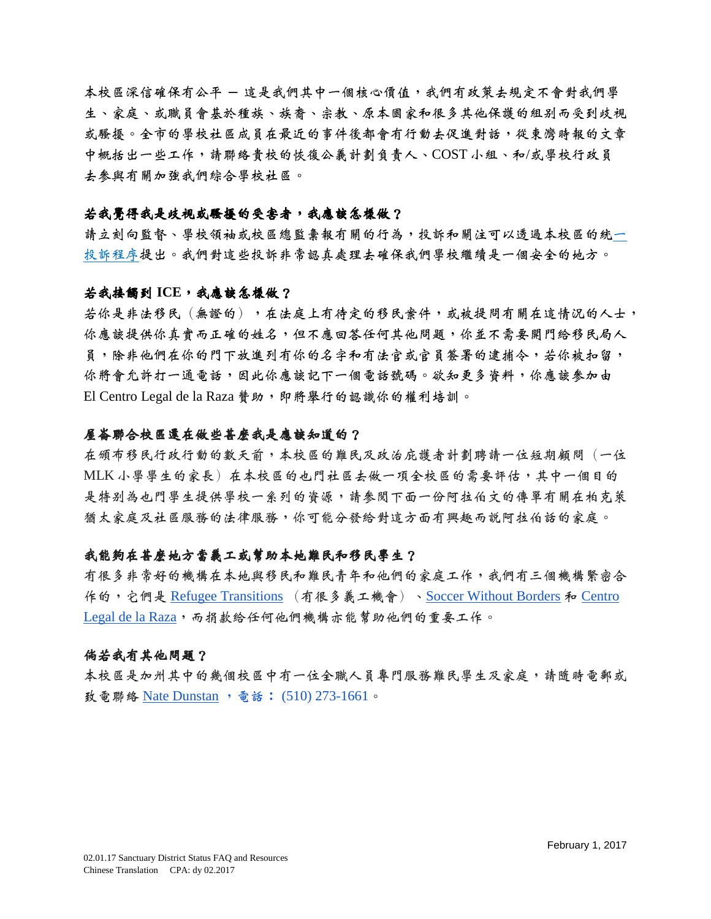本校區深信確保有公平 — 這是我們其中一個核心價值，我們有政策去規定不會對我們學生、家庭、或職員會基於種族、族裔、宗教、原本國家和很多其他保護的組別而受到歧視或騷擾。全市的學校社區成員在最近的事件後都會有行動去促進對話，從東灣時報的文章中概括出一些工作，請聯絡貴校的恢復公義計劃負責人、COST 小組、和/或學校行政員去參與有關加強我們綜合學校社區。

### 若我覺得我是歧視或騷擾的受害者，我應該怎樣做？

請立刻向監督、學校領袖或校區總監彙報有關的行為，投訴和關注可以透過本校區的統一投訴程序提出。我們對這些投訴非常認真處理去確保我們學校繼續是一個安全的地方。

### 若我接觸到 ICE，我應該怎樣做？

若你是非法移民（無證的），在法庭上有待定的移民案件，或被提問有關在這情況的人士，你應該提供你真實而正確的姓名，但不應回答任何其他問題，你並不需要開門給移民局人員，除非他們在你的門下放進列有你的名字和有法官或官員簽署的逮捕令，若你被扣留，你將會允許打一通電話，因此你應該記下一個電話號碼。欲知更多資料，你應該參加由 El Centro Legal de la Raza 贊助，即將舉行的認識你的權利培訓。

### 屋崙聯合校區還在做些甚麼我是應該知道的？

在頒布移民行政行動的數天前，本校區的難民及政治庇護者計劃聘請一位短期顧問（一位 MLK 小學學生的家長）在本校區的也門社區去做一項全校區的需要評估，其中一個目的是特別為也門學生提供學校一系列的資源，請參閱下面一份阿拉伯文的傳單有關在柏克萊猶太家庭及社區服務的法律服務，你可能分發給對這方面有興趣而說阿拉伯話的家庭。

### 我能夠在甚麼地方當義工或幫助本地難民和移民學生？

有很多非常好的機構在本地與移民和難民青年和他們的家庭工作，我們有三個機構緊密合作的，它們是 Refugee Transitions （有很多義工機會）、Soccer Without Borders 和 Centro Legal de la Raza，而捐款給任何他們機構亦能幫助他們的重要工作。

### 倘若我有其他問題？

本校區是加州其中的幾個校區中有一位全職人員專門服務難民學生及家庭，請隨時電郵或致電聯絡 Nate Dunstan ，電話： (510) 273-1661。

February 1, 2017

02.01.17 Sanctuary District Status FAQ and Resources
Chinese Translation CPA: dy 02.2017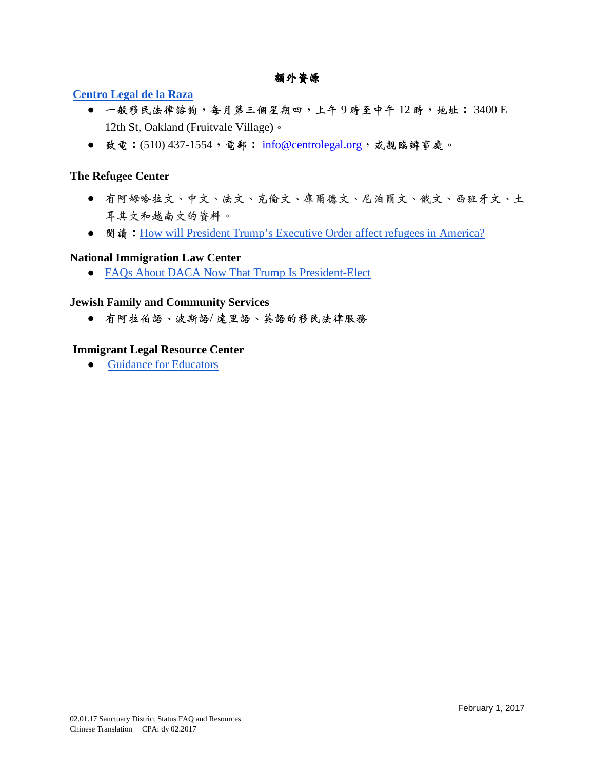## 額外資源

**Centro Legal de la Raza**

- 一般移民法律諮詢，每月第三個星期四，上午 9 時至中午 12 時，地址： 3400 E 12th St, Oakland (Fruitvale Village)。
- 致電：(510) 437-1554，電郵： info@centrolegal.org，或親臨辦事處。

**The Refugee Center**

- 有阿姆哈拉文、中文、法文、克倫文、庫爾德文、尼泊爾文、俄文、西班牙文、土耳其文和越南文的資料。
- 閱讀：How will President Trump's Executive Order affect refugees in America?

**National Immigration Law Center**

- FAQs About DACA Now That Trump Is President-Elect

**Jewish Family and Community Services**

- 有阿拉伯語、波斯語/ 達里語、英語的移民法律服務

**Immigrant Legal Resource Center**

- Guidance for Educators